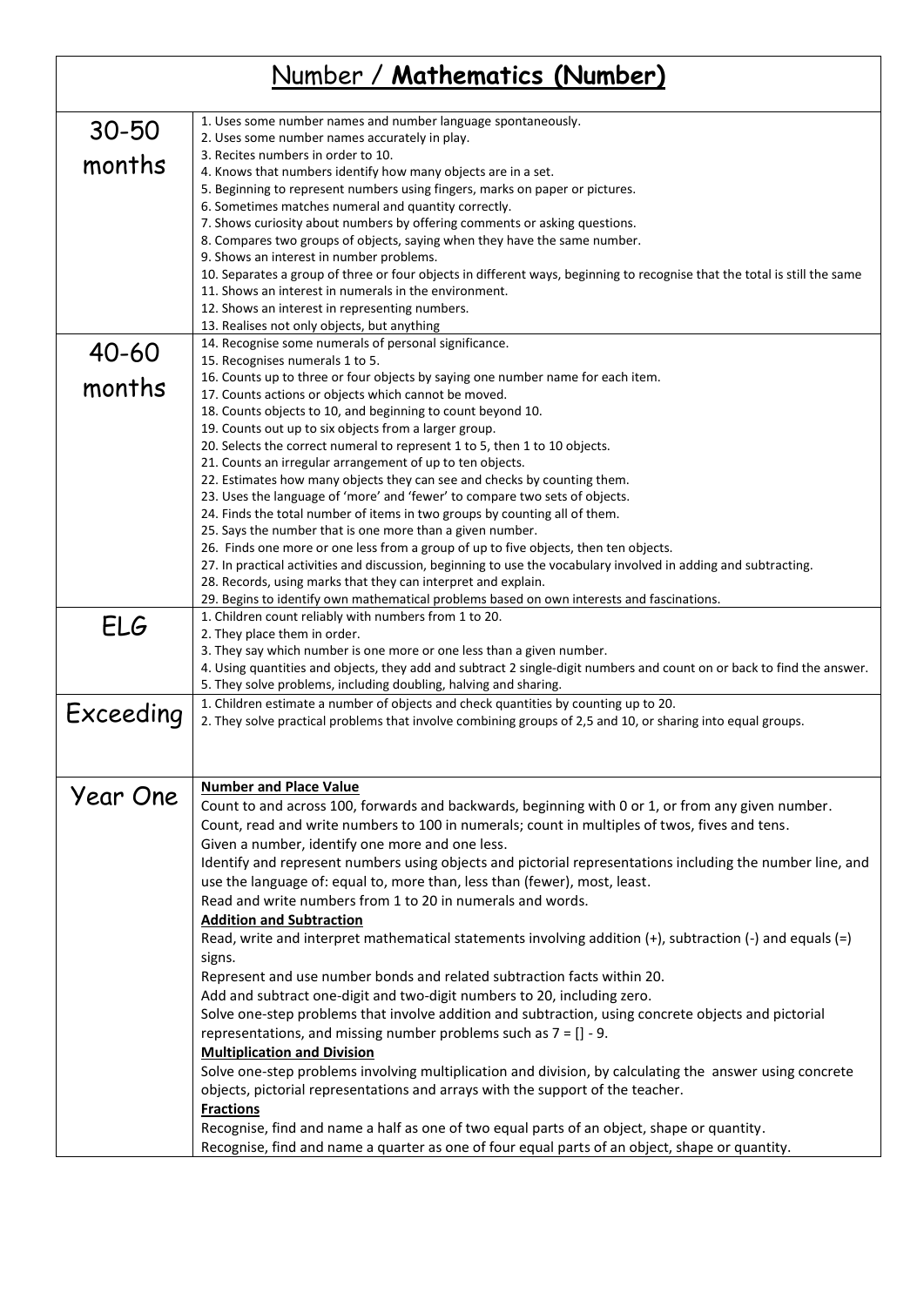# Number / **Mathematics (Number)**

| | |
|---|---|
| 30-50 months | 1. Uses some number names and number language spontaneously.<br>2. Uses some number names accurately in play.<br>3. Recites numbers in order to 10.<br>4. Knows that numbers identify how many objects are in a set.<br>5. Beginning to represent numbers using fingers, marks on paper or pictures.<br>6. Sometimes matches numeral and quantity correctly.<br>7. Shows curiosity about numbers by offering comments or asking questions.<br>8. Compares two groups of objects, saying when they have the same number.<br>9. Shows an interest in number problems.<br>10. Separates a group of three or four objects in different ways, beginning to recognise that the total is still the same<br>11. Shows an interest in numerals in the environment.<br>12. Shows an interest in representing numbers.<br>13. Realises not only objects, but anything |
| 40-60 months | 14. Recognise some numerals of personal significance.<br>15. Recognises numerals 1 to 5.<br>16. Counts up to three or four objects by saying one number name for each item.<br>17. Counts actions or objects which cannot be moved.<br>18. Counts objects to 10, and beginning to count beyond 10.<br>19. Counts out up to six objects from a larger group.<br>20. Selects the correct numeral to represent 1 to 5, then 1 to 10 objects.<br>21. Counts an irregular arrangement of up to ten objects.<br>22. Estimates how many objects they can see and checks by counting them.<br>23. Uses the language of 'more' and 'fewer' to compare two sets of objects.<br>24. Finds the total number of items in two groups by counting all of them.<br>25. Says the number that is one more than a given number.<br>26. Finds one more or one less from a group of up to five objects, then ten objects.<br>27. In practical activities and discussion, beginning to use the vocabulary involved in adding and subtracting.<br>28. Records, using marks that they can interpret and explain.<br>29. Begins to identify own mathematical problems based on own interests and fascinations. |
| ELG | 1. Children count reliably with numbers from 1 to 20.<br>2. They place them in order.<br>3. They say which number is one more or one less than a given number.<br>4. Using quantities and objects, they add and subtract 2 single-digit numbers and count on or back to find the answer.<br>5. They solve problems, including doubling, halving and sharing. |
| Exceeding | 1. Children estimate a number of objects and check quantities by counting up to 20.<br>2. They solve practical problems that involve combining groups of 2,5 and 10, or sharing into equal groups. |
| Year One | **Number and Place Value**<br>Count to and across 100, forwards and backwards, beginning with 0 or 1, or from any given number.<br>Count, read and write numbers to 100 in numerals; count in multiples of twos, fives and tens.<br>Given a number, identify one more and one less.<br>Identify and represent numbers using objects and pictorial representations including the number line, and use the language of: equal to, more than, less than (fewer), most, least.<br>Read and write numbers from 1 to 20 in numerals and words.<br>**Addition and Subtraction**<br>Read, write and interpret mathematical statements involving addition (+), subtraction (-) and equals (=) signs.<br>Represent and use number bonds and related subtraction facts within 20.<br>Add and subtract one-digit and two-digit numbers to 20, including zero.<br>Solve one-step problems that involve addition and subtraction, using concrete objects and pictorial representations, and missing number problems such as 7 = [] - 9.<br>**Multiplication and Division**<br>Solve one-step problems involving multiplication and division, by calculating the answer using concrete objects, pictorial representations and arrays with the support of the teacher.<br>**Fractions**<br>Recognise, find and name a half as one of two equal parts of an object, shape or quantity.<br>Recognise, find and name a quarter as one of four equal parts of an object, shape or quantity. |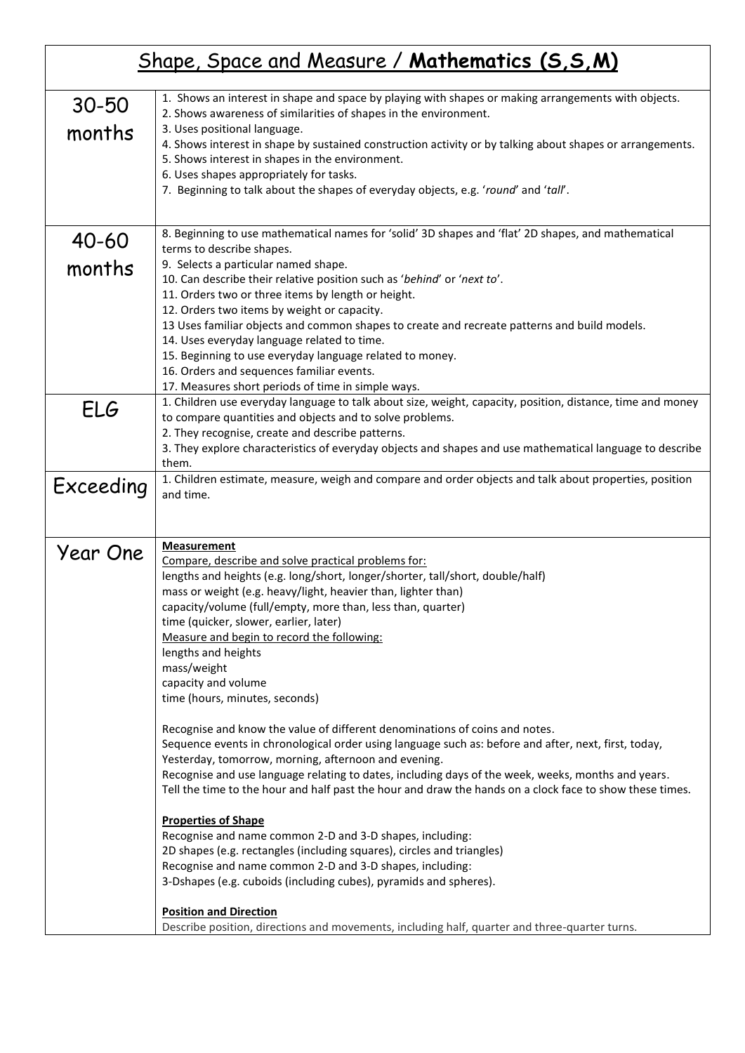| Shape, Space and Measure / **Mathematics (S,S,M)** | |
|---|---|
| 30-50 months | 1. Shows an interest in shape and space by playing with shapes or making arrangements with objects.<br>2. Shows awareness of similarities of shapes in the environment.<br>3. Uses positional language.<br>4. Shows interest in shape by sustained construction activity or by talking about shapes or arrangements.<br>5. Shows interest in shapes in the environment.<br>6. Uses shapes appropriately for tasks.<br>7. Beginning to talk about the shapes of everyday objects, e.g. '*round*' and '*tall*'. |
| 40-60 months | 8. Beginning to use mathematical names for 'solid' 3D shapes and 'flat' 2D shapes, and mathematical terms to describe shapes.<br>9. Selects a particular named shape.<br>10. Can describe their relative position such as '*behind*' or '*next to*'.<br>11. Orders two or three items by length or height.<br>12. Orders two items by weight or capacity.<br>13 Uses familiar objects and common shapes to create and recreate patterns and build models.<br>14. Uses everyday language related to time.<br>15. Beginning to use everyday language related to money.<br>16. Orders and sequences familiar events.<br>17. Measures short periods of time in simple ways. |
| ELG | 1. Children use everyday language to talk about size, weight, capacity, position, distance, time and money to compare quantities and objects and to solve problems.<br>2. They recognise, create and describe patterns.<br>3. They explore characteristics of everyday objects and shapes and use mathematical language to describe them. |
| Exceeding | 1. Children estimate, measure, weigh and compare and order objects and talk about properties, position and time. |
| Year One | **Measurement**<br>Compare, describe and solve practical problems for:<br>lengths and heights (e.g. long/short, longer/shorter, tall/short, double/half)<br>mass or weight (e.g. heavy/light, heavier than, lighter than)<br>capacity/volume (full/empty, more than, less than, quarter)<br>time (quicker, slower, earlier, later)<br>Measure and begin to record the following:<br>lengths and heights<br>mass/weight<br>capacity and volume<br>time (hours, minutes, seconds)<br><br>Recognise and know the value of different denominations of coins and notes.<br>Sequence events in chronological order using language such as: before and after, next, first, today, Yesterday, tomorrow, morning, afternoon and evening.<br>Recognise and use language relating to dates, including days of the week, weeks, months and years.<br>Tell the time to the hour and half past the hour and draw the hands on a clock face to show these times.<br><br>**Properties of Shape**<br>Recognise and name common 2-D and 3-D shapes, including:<br>2D shapes (e.g. rectangles (including squares), circles and triangles)<br>Recognise and name common 2-D and 3-D shapes, including:<br>3-Dshapes (e.g. cuboids (including cubes), pyramids and spheres).<br><br>**Position and Direction**<br>Describe position, directions and movements, including half, quarter and three-quarter turns. |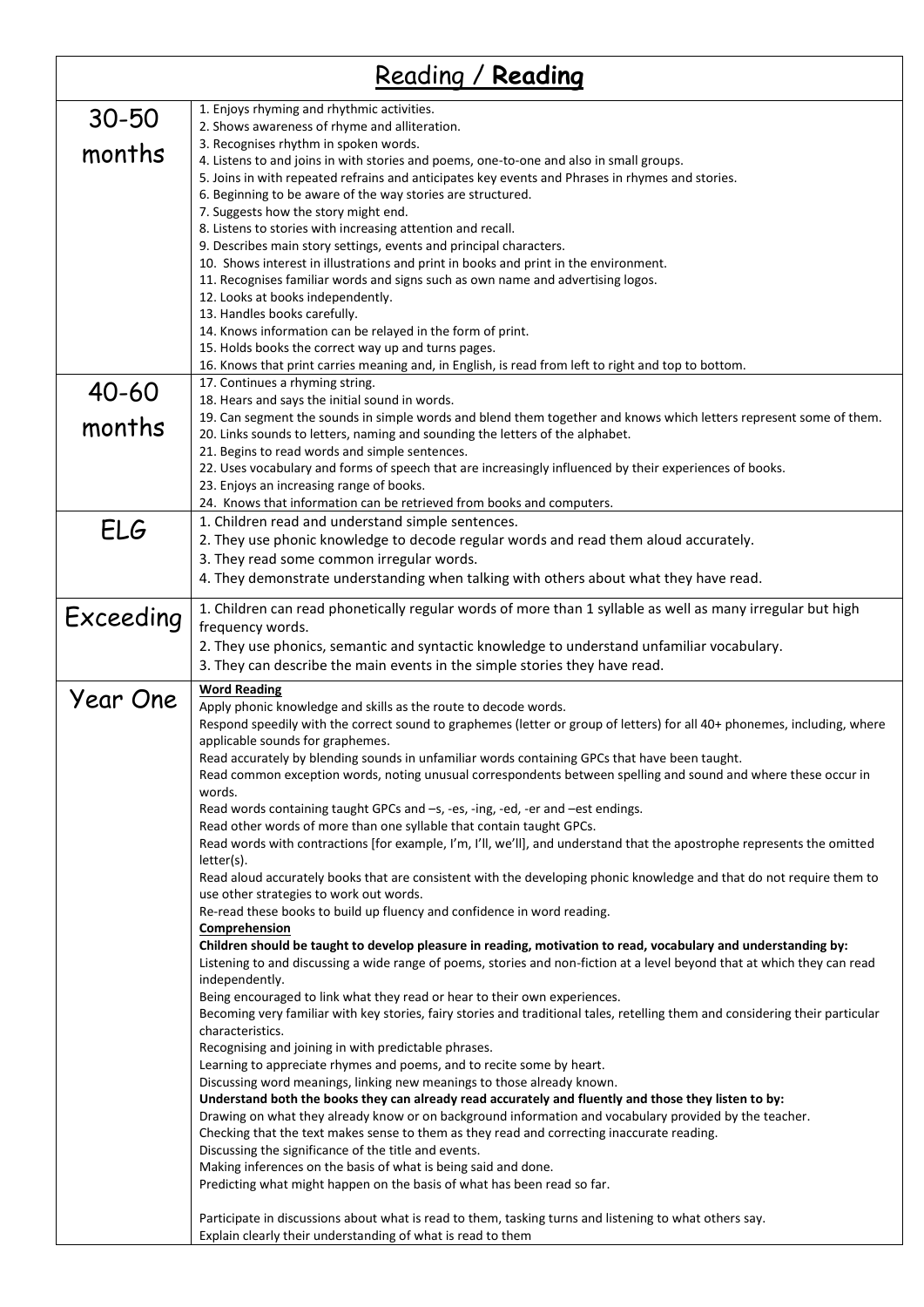# Reading / **Reading**

| | |
|---|---|
| 30-50 months | 1. Enjoys rhyming and rhythmic activities.<br>2. Shows awareness of rhyme and alliteration.<br>3. Recognises rhythm in spoken words.<br>4. Listens to and joins in with stories and poems, one-to-one and also in small groups.<br>5. Joins in with repeated refrains and anticipates key events and Phrases in rhymes and stories.<br>6. Beginning to be aware of the way stories are structured.<br>7. Suggests how the story might end.<br>8. Listens to stories with increasing attention and recall.<br>9. Describes main story settings, events and principal characters.<br>10. Shows interest in illustrations and print in books and print in the environment.<br>11. Recognises familiar words and signs such as own name and advertising logos.<br>12. Looks at books independently.<br>13. Handles books carefully.<br>14. Knows information can be relayed in the form of print.<br>15. Holds books the correct way up and turns pages.<br>16. Knows that print carries meaning and, in English, is read from left to right and top to bottom. |
| 40-60 months | 17. Continues a rhyming string.<br>18. Hears and says the initial sound in words.<br>19. Can segment the sounds in simple words and blend them together and knows which letters represent some of them.<br>20. Links sounds to letters, naming and sounding the letters of the alphabet.<br>21. Begins to read words and simple sentences.<br>22. Uses vocabulary and forms of speech that are increasingly influenced by their experiences of books.<br>23. Enjoys an increasing range of books.<br>24. Knows that information can be retrieved from books and computers. |
| ELG | 1. Children read and understand simple sentences.<br>2. They use phonic knowledge to decode regular words and read them aloud accurately.<br>3. They read some common irregular words.<br>4. They demonstrate understanding when talking with others about what they have read. |
| Exceeding | 1. Children can read phonetically regular words of more than 1 syllable as well as many irregular but high frequency words.<br>2. They use phonics, semantic and syntactic knowledge to understand unfamiliar vocabulary.<br>3. They can describe the main events in the simple stories they have read. |
| Year One | **Word Reading**<br>Apply phonic knowledge and skills as the route to decode words.<br>Respond speedily with the correct sound to graphemes (letter or group of letters) for all 40+ phonemes, including, where applicable sounds for graphemes.<br>Read accurately by blending sounds in unfamiliar words containing GPCs that have been taught.<br>Read common exception words, noting unusual correspondents between spelling and sound and where these occur in words.<br>Read words containing taught GPCs and –s, -es, -ing, -ed, -er and –est endings.<br>Read other words of more than one syllable that contain taught GPCs.<br>Read words with contractions [for example, I'm, I'll, we'll], and understand that the apostrophe represents the omitted letter(s).<br>Read aloud accurately books that are consistent with the developing phonic knowledge and that do not require them to use other strategies to work out words.<br>Re-read these books to build up fluency and confidence in word reading.<br>**Comprehension**<br>**Children should be taught to develop pleasure in reading, motivation to read, vocabulary and understanding by:**<br>Listening to and discussing a wide range of poems, stories and non-fiction at a level beyond that at which they can read independently.<br>Being encouraged to link what they read or hear to their own experiences.<br>Becoming very familiar with key stories, fairy stories and traditional tales, retelling them and considering their particular characteristics.<br>Recognising and joining in with predictable phrases.<br>Learning to appreciate rhymes and poems, and to recite some by heart.<br>Discussing word meanings, linking new meanings to those already known.<br>**Understand both the books they can already read accurately and fluently and those they listen to by:**<br>Drawing on what they already know or on background information and vocabulary provided by the teacher.<br>Checking that the text makes sense to them as they read and correcting inaccurate reading.<br>Discussing the significance of the title and events.<br>Making inferences on the basis of what is being said and done.<br>Predicting what might happen on the basis of what has been read so far.<br><br>Participate in discussions about what is read to them, tasking turns and listening to what others say.<br>Explain clearly their understanding of what is read to them |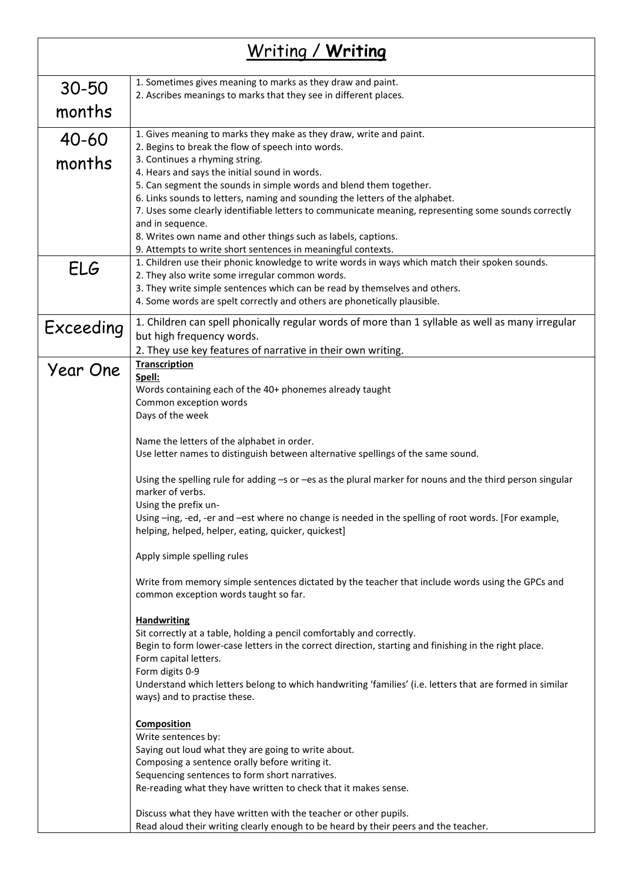| Writing / **Writing** | |
|---|---|
| 30-50 months | 1. Sometimes gives meaning to marks as they draw and paint.<br>2. Ascribes meanings to marks that they see in different places. |
| 40-60 months | 1. Gives meaning to marks they make as they draw, write and paint.<br>2. Begins to break the flow of speech into words.<br>3. Continues a rhyming string.<br>4. Hears and says the initial sound in words.<br>5. Can segment the sounds in simple words and blend them together.<br>6. Links sounds to letters, naming and sounding the letters of the alphabet.<br>7. Uses some clearly identifiable letters to communicate meaning, representing some sounds correctly and in sequence.<br>8. Writes own name and other things such as labels, captions.<br>9. Attempts to write short sentences in meaningful contexts. |
| ELG | 1. Children use their phonic knowledge to write words in ways which match their spoken sounds.<br>2. They also write some irregular common words.<br>3. They write simple sentences which can be read by themselves and others.<br>4. Some words are spelt correctly and others are phonetically plausible. |
| Exceeding | 1. Children can spell phonically regular words of more than 1 syllable as well as many irregular but high frequency words.<br>2. They use key features of narrative in their own writing. |
| Year One | **Transcription**<br>**Spell:**<br>Words containing each of the 40+ phonemes already taught<br>Common exception words<br>Days of the week<br><br>Name the letters of the alphabet in order.<br>Use letter names to distinguish between alternative spellings of the same sound.<br><br>Using the spelling rule for adding –s or –es as the plural marker for nouns and the third person singular marker of verbs.<br>Using the prefix un-<br>Using –ing, -ed, -er and –est where no change is needed in the spelling of root words. [For example, helping, helped, helper, eating, quicker, quickest]<br><br>Apply simple spelling rules<br><br>Write from memory simple sentences dictated by the teacher that include words using the GPCs and common exception words taught so far.<br><br>**Handwriting**<br>Sit correctly at a table, holding a pencil comfortably and correctly.<br>Begin to form lower-case letters in the correct direction, starting and finishing in the right place.<br>Form capital letters.<br>Form digits 0-9<br>Understand which letters belong to which handwriting 'families' (i.e. letters that are formed in similar ways) and to practise these.<br><br>**Composition**<br>Write sentences by:<br>Saying out loud what they are going to write about.<br>Composing a sentence orally before writing it.<br>Sequencing sentences to form short narratives.<br>Re-reading what they have written to check that it makes sense.<br><br>Discuss what they have written with the teacher or other pupils.<br>Read aloud their writing clearly enough to be heard by their peers and the teacher. |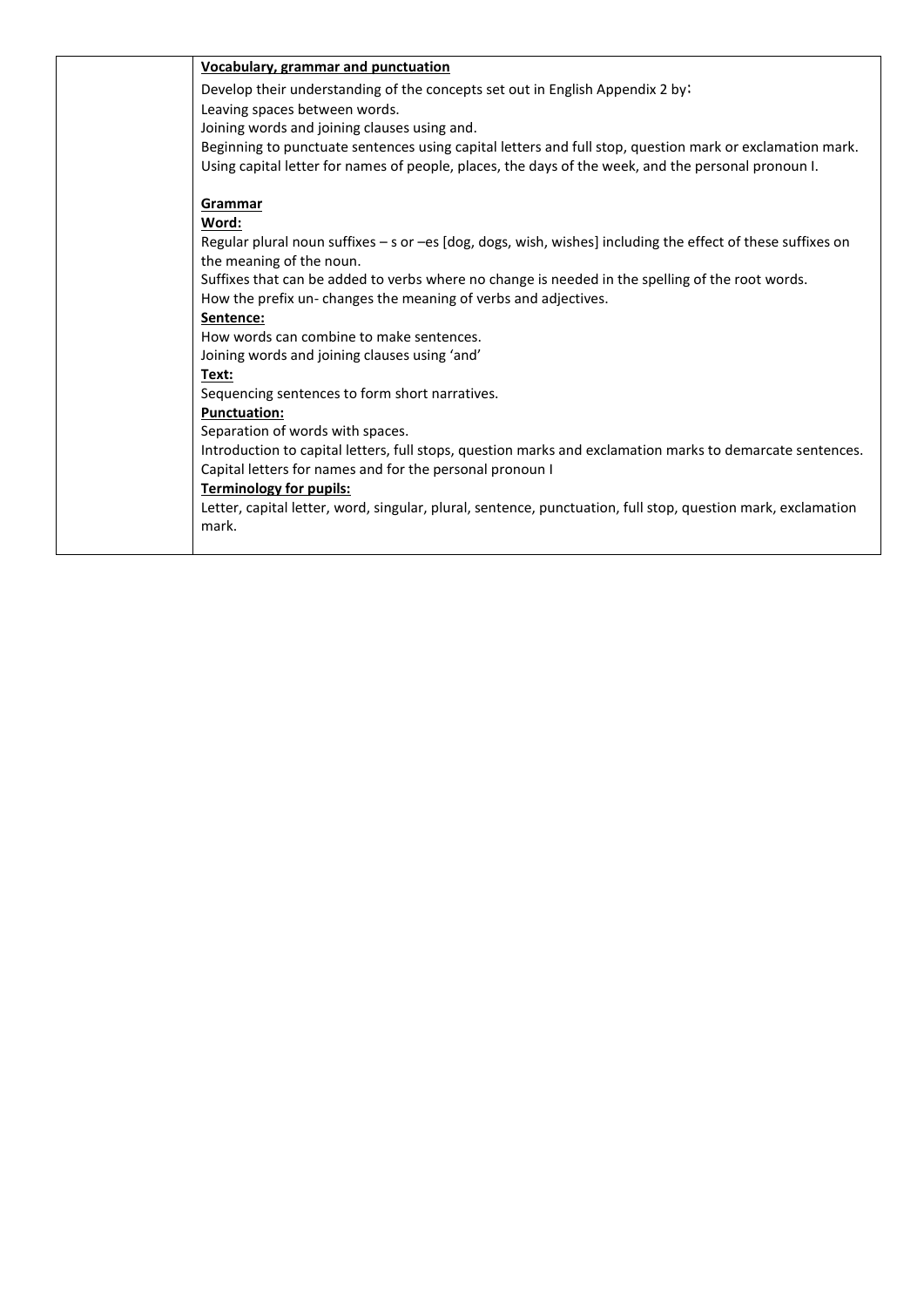| | **Vocabulary, grammar and punctuation**<br>Develop their understanding of the concepts set out in English Appendix 2 by:<br>Leaving spaces between words.<br>Joining words and joining clauses using and.<br>Beginning to punctuate sentences using capital letters and full stop, question mark or exclamation mark.<br>Using capital letter for names of people, places, the days of the week, and the personal pronoun I.<br><br>**Grammar**<br>**Word:**<br>Regular plural noun suffixes – s or –es [dog, dogs, wish, wishes] including the effect of these suffixes on the meaning of the noun.<br>Suffixes that can be added to verbs where no change is needed in the spelling of the root words.<br>How the prefix un- changes the meaning of verbs and adjectives.<br>**Sentence:**<br>How words can combine to make sentences.<br>Joining words and joining clauses using 'and'<br>**Text:**<br>Sequencing sentences to form short narratives.<br>**Punctuation:**<br>Separation of words with spaces.<br>Introduction to capital letters, full stops, question marks and exclamation marks to demarcate sentences.<br>Capital letters for names and for the personal pronoun I<br>**Terminology for pupils:**<br>Letter, capital letter, word, singular, plural, sentence, punctuation, full stop, question mark, exclamation mark. |
|---|---|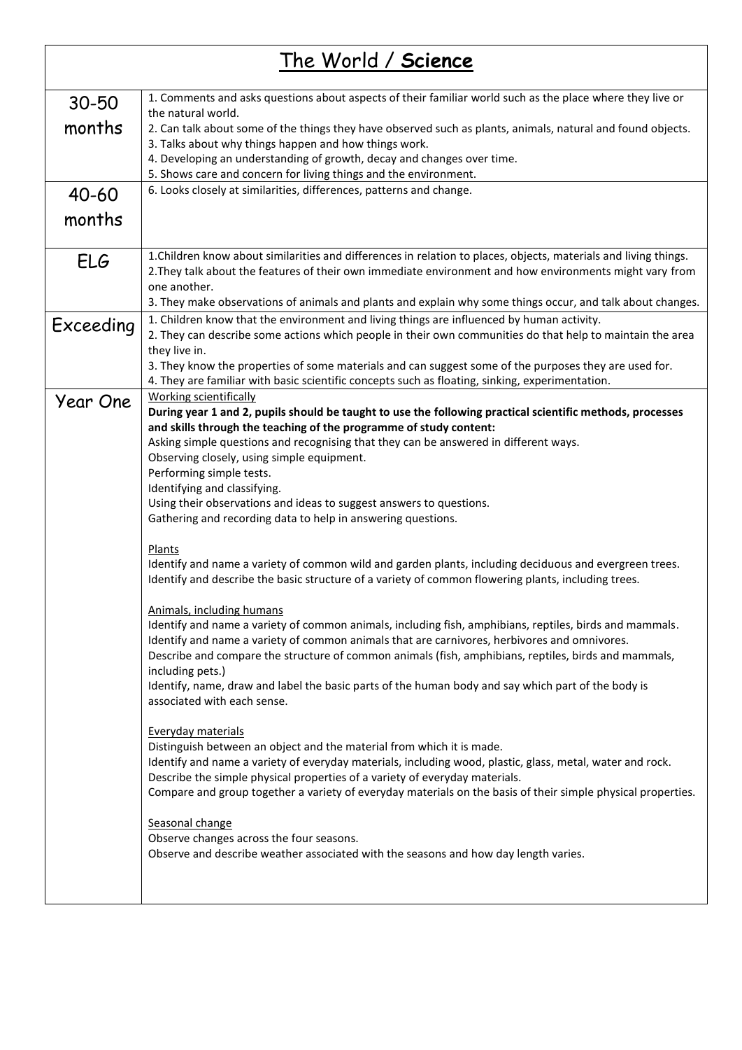# The World / **Science**

| | |
|---|---|
| 30-50 months | 1. Comments and asks questions about aspects of their familiar world such as the place where they live or the natural world.<br>2. Can talk about some of the things they have observed such as plants, animals, natural and found objects.<br>3. Talks about why things happen and how things work.<br>4. Developing an understanding of growth, decay and changes over time.<br>5. Shows care and concern for living things and the environment. |
| 40-60 months | 6. Looks closely at similarities, differences, patterns and change. |
| ELG | 1.Children know about similarities and differences in relation to places, objects, materials and living things.<br>2.They talk about the features of their own immediate environment and how environments might vary from one another.<br>3. They make observations of animals and plants and explain why some things occur, and talk about changes. |
| Exceeding | 1. Children know that the environment and living things are influenced by human activity.<br>2. They can describe some actions which people in their own communities do that help to maintain the area they live in.<br>3. They know the properties of some materials and can suggest some of the purposes they are used for.<br>4. They are familiar with basic scientific concepts such as floating, sinking, experimentation. |
| Year One | <u>Working scientifically</u><br>**During year 1 and 2, pupils should be taught to use the following practical scientific methods, processes and skills through the teaching of the programme of study content:**<br>Asking simple questions and recognising that they can be answered in different ways.<br>Observing closely, using simple equipment.<br>Performing simple tests.<br>Identifying and classifying.<br>Using their observations and ideas to suggest answers to questions.<br>Gathering and recording data to help in answering questions.<br><br><u>Plants</u><br>Identify and name a variety of common wild and garden plants, including deciduous and evergreen trees.<br>Identify and describe the basic structure of a variety of common flowering plants, including trees.<br><br><u>Animals, including humans</u><br>Identify and name a variety of common animals, including fish, amphibians, reptiles, birds and mammals.<br>Identify and name a variety of common animals that are carnivores, herbivores and omnivores.<br>Describe and compare the structure of common animals (fish, amphibians, reptiles, birds and mammals, including pets.)<br>Identify, name, draw and label the basic parts of the human body and say which part of the body is associated with each sense.<br><br><u>Everyday materials</u><br>Distinguish between an object and the material from which it is made.<br>Identify and name a variety of everyday materials, including wood, plastic, glass, metal, water and rock.<br>Describe the simple physical properties of a variety of everyday materials.<br>Compare and group together a variety of everyday materials on the basis of their simple physical properties.<br><br><u>Seasonal change</u><br>Observe changes across the four seasons.<br>Observe and describe weather associated with the seasons and how day length varies. |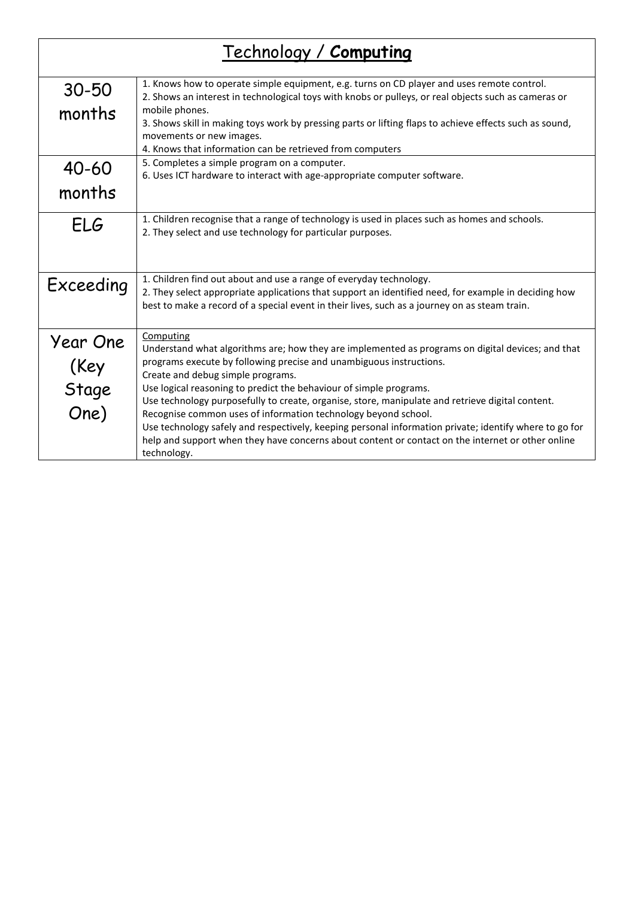| Technology / **Computing** | |
|---|---|
| 30-50 months | 1. Knows how to operate simple equipment, e.g. turns on CD player and uses remote control.<br>2. Shows an interest in technological toys with knobs or pulleys, or real objects such as cameras or mobile phones.<br>3. Shows skill in making toys work by pressing parts or lifting flaps to achieve effects such as sound, movements or new images.<br>4. Knows that information can be retrieved from computers |
| 40-60 months | 5. Completes a simple program on a computer.<br>6. Uses ICT hardware to interact with age-appropriate computer software. |
| ELG | 1. Children recognise that a range of technology is used in places such as homes and schools.<br>2. They select and use technology for particular purposes. |
| Exceeding | 1. Children find out about and use a range of everyday technology.<br>2. They select appropriate applications that support an identified need, for example in deciding how best to make a record of a special event in their lives, such as a journey on as steam train. |
| Year One (Key Stage One) | Computing<br>Understand what algorithms are; how they are implemented as programs on digital devices; and that programs execute by following precise and unambiguous instructions.<br>Create and debug simple programs.<br>Use logical reasoning to predict the behaviour of simple programs.<br>Use technology purposefully to create, organise, store, manipulate and retrieve digital content.<br>Recognise common uses of information technology beyond school.<br>Use technology safely and respectively, keeping personal information private; identify where to go for help and support when they have concerns about content or contact on the internet or other online technology. |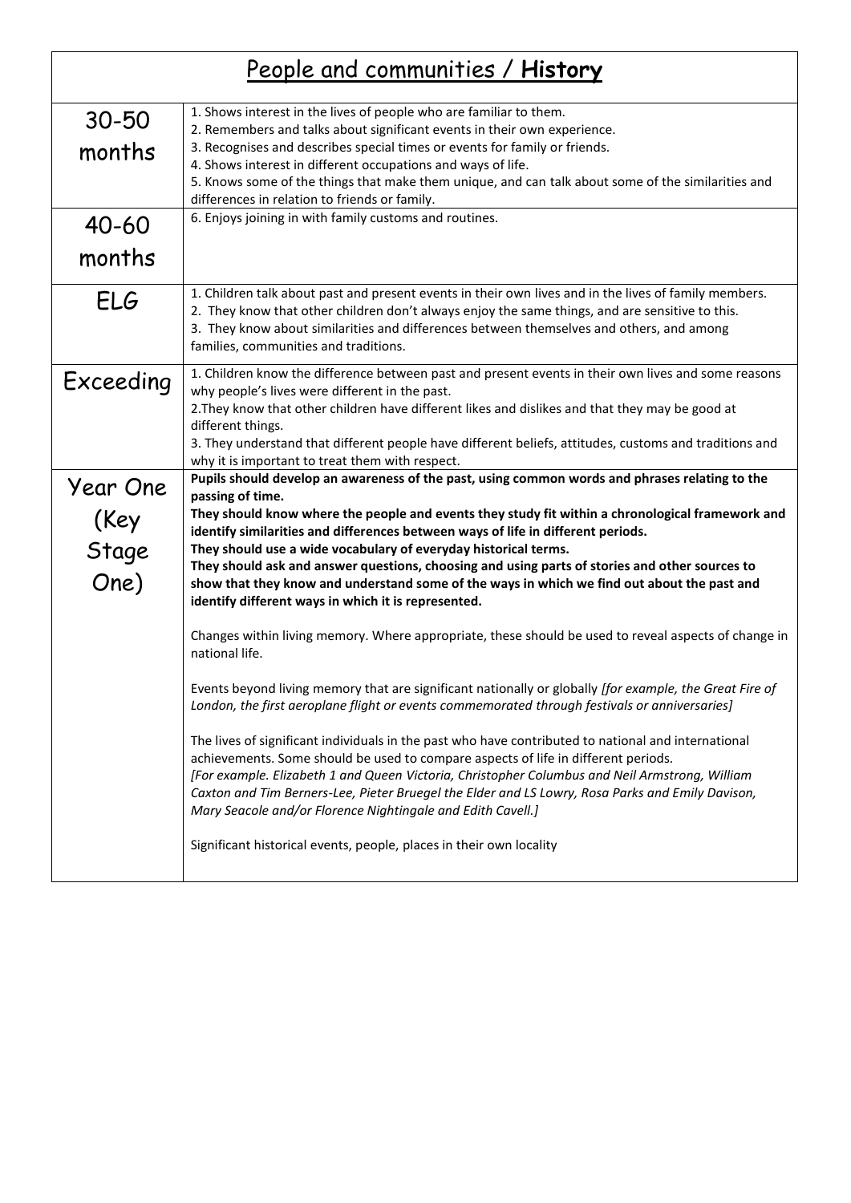| People and communities / **History** | |
|---|---|
| 30-50 months | 1. Shows interest in the lives of people who are familiar to them.<br>2. Remembers and talks about significant events in their own experience.<br>3. Recognises and describes special times or events for family or friends.<br>4. Shows interest in different occupations and ways of life.<br>5. Knows some of the things that make them unique, and can talk about some of the similarities and differences in relation to friends or family. |
| 40-60 months | 6. Enjoys joining in with family customs and routines. |
| ELG | 1. Children talk about past and present events in their own lives and in the lives of family members.<br>2. They know that other children don't always enjoy the same things, and are sensitive to this.<br>3. They know about similarities and differences between themselves and others, and among families, communities and traditions. |
| Exceeding | 1. Children know the difference between past and present events in their own lives and some reasons why people's lives were different in the past.<br>2.They know that other children have different likes and dislikes and that they may be good at different things.<br>3. They understand that different people have different beliefs, attitudes, customs and traditions and why it is important to treat them with respect. |
| Year One (Key Stage One) | **Pupils should develop an awareness of the past, using common words and phrases relating to the passing of time.**<br>**They should know where the people and events they study fit within a chronological framework and identify similarities and differences between ways of life in different periods.**<br>**They should use a wide vocabulary of everyday historical terms.**<br>**They should ask and answer questions, choosing and using parts of stories and other sources to show that they know and understand some of the ways in which we find out about the past and identify different ways in which it is represented.**<br><br>Changes within living memory. Where appropriate, these should be used to reveal aspects of change in national life.<br><br>Events beyond living memory that are significant nationally or globally *[for example, the Great Fire of London, the first aeroplane flight or events commemorated through festivals or anniversaries]*<br><br>The lives of significant individuals in the past who have contributed to national and international achievements. Some should be used to compare aspects of life in different periods.<br>*[For example. Elizabeth 1 and Queen Victoria, Christopher Columbus and Neil Armstrong, William Caxton and Tim Berners-Lee, Pieter Bruegel the Elder and LS Lowry, Rosa Parks and Emily Davison, Mary Seacole and/or Florence Nightingale and Edith Cavell.]*<br><br>Significant historical events, people, places in their own locality |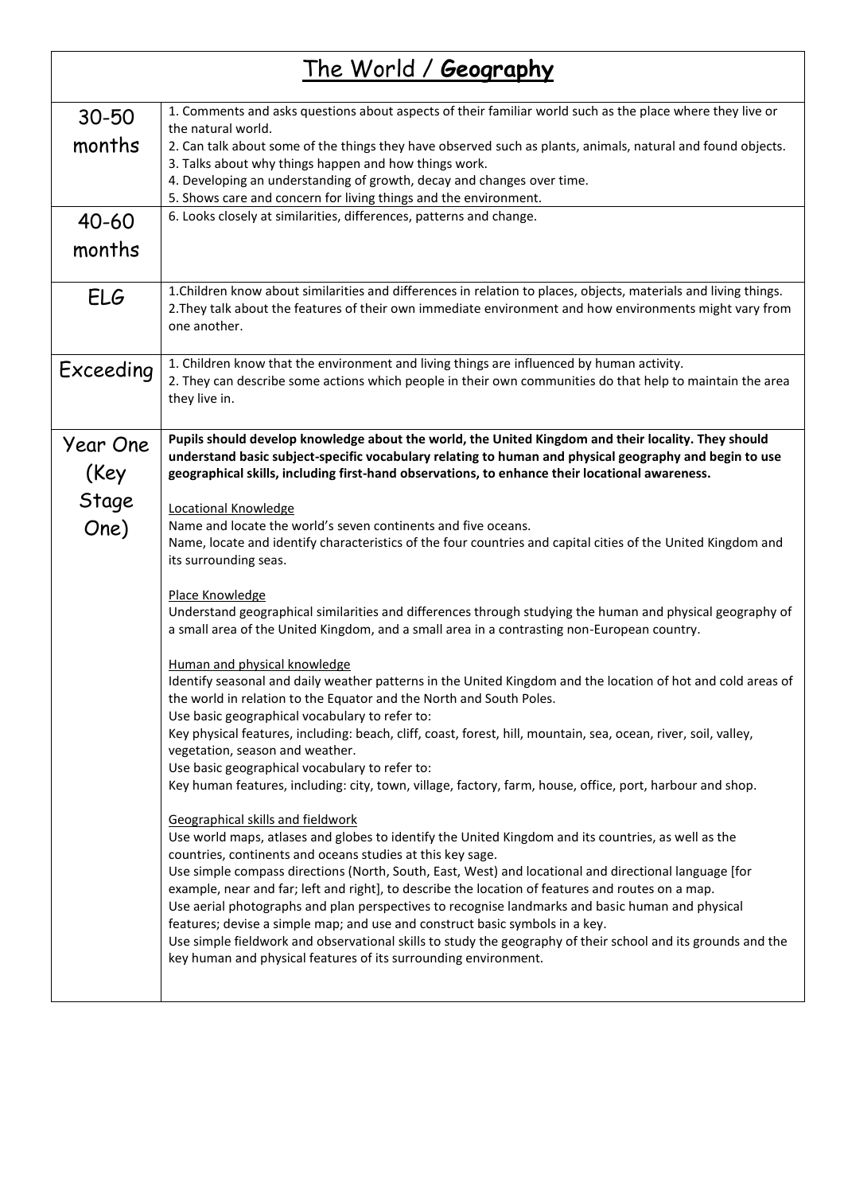# The World / **Geography**

| | |
|---|---|
| 30-50 months | 1. Comments and asks questions about aspects of their familiar world such as the place where they live or the natural world.<br>2. Can talk about some of the things they have observed such as plants, animals, natural and found objects.<br>3. Talks about why things happen and how things work.<br>4. Developing an understanding of growth, decay and changes over time.<br>5. Shows care and concern for living things and the environment. |
| 40-60 months | 6. Looks closely at similarities, differences, patterns and change. |
| ELG | 1.Children know about similarities and differences in relation to places, objects, materials and living things.<br>2.They talk about the features of their own immediate environment and how environments might vary from one another. |
| Exceeding | 1. Children know that the environment and living things are influenced by human activity.<br>2. They can describe some actions which people in their own communities do that help to maintain the area they live in. |
| Year One (Key Stage One) | **Pupils should develop knowledge about the world, the United Kingdom and their locality. They should understand basic subject-specific vocabulary relating to human and physical geography and begin to use geographical skills, including first-hand observations, to enhance their locational awareness.**<br><br><u>Locational Knowledge</u><br>Name and locate the world's seven continents and five oceans.<br>Name, locate and identify characteristics of the four countries and capital cities of the United Kingdom and its surrounding seas.<br><br><u>Place Knowledge</u><br>Understand geographical similarities and differences through studying the human and physical geography of a small area of the United Kingdom, and a small area in a contrasting non-European country.<br><br><u>Human and physical knowledge</u><br>Identify seasonal and daily weather patterns in the United Kingdom and the location of hot and cold areas of the world in relation to the Equator and the North and South Poles.<br>Use basic geographical vocabulary to refer to:<br>Key physical features, including: beach, cliff, coast, forest, hill, mountain, sea, ocean, river, soil, valley, vegetation, season and weather.<br>Use basic geographical vocabulary to refer to:<br>Key human features, including: city, town, village, factory, farm, house, office, port, harbour and shop.<br><br><u>Geographical skills and fieldwork</u><br>Use world maps, atlases and globes to identify the United Kingdom and its countries, as well as the countries, continents and oceans studies at this key sage.<br>Use simple compass directions (North, South, East, West) and locational and directional language [for example, near and far; left and right], to describe the location of features and routes on a map.<br>Use aerial photographs and plan perspectives to recognise landmarks and basic human and physical features; devise a simple map; and use and construct basic symbols in a key.<br>Use simple fieldwork and observational skills to study the geography of their school and its grounds and the key human and physical features of its surrounding environment. |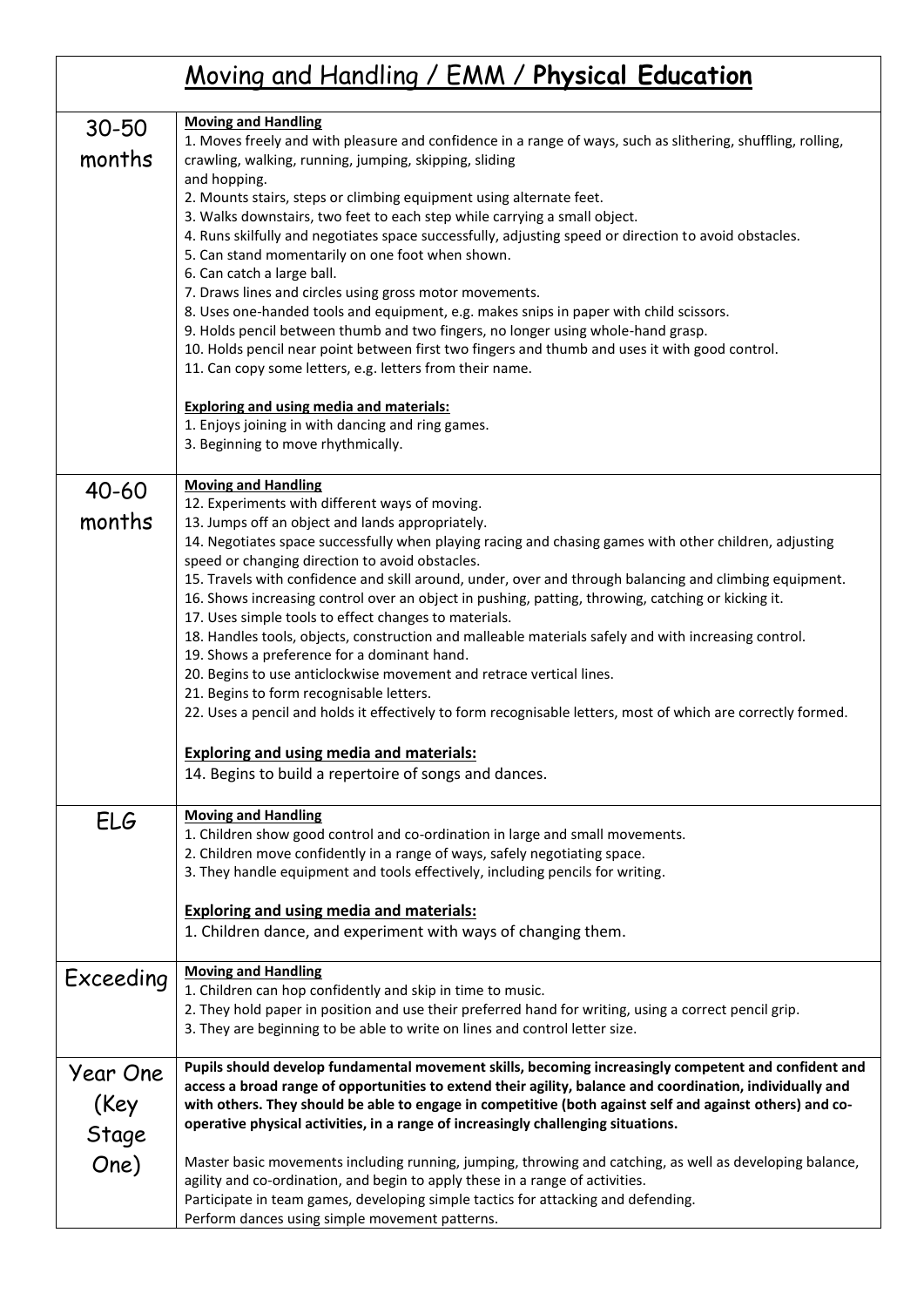| Moving and Handling / EMM / **Physical Education** | |
|---|---|
| 30-50 months | **Moving and Handling**<br>1. Moves freely and with pleasure and confidence in a range of ways, such as slithering, shuffling, rolling, crawling, walking, running, jumping, skipping, sliding and hopping.<br>2. Mounts stairs, steps or climbing equipment using alternate feet.<br>3. Walks downstairs, two feet to each step while carrying a small object.<br>4. Runs skilfully and negotiates space successfully, adjusting speed or direction to avoid obstacles.<br>5. Can stand momentarily on one foot when shown.<br>6. Can catch a large ball.<br>7. Draws lines and circles using gross motor movements.<br>8. Uses one-handed tools and equipment, e.g. makes snips in paper with child scissors.<br>9. Holds pencil between thumb and two fingers, no longer using whole-hand grasp.<br>10. Holds pencil near point between first two fingers and thumb and uses it with good control.<br>11. Can copy some letters, e.g. letters from their name.<br><br>**Exploring and using media and materials:**<br>1. Enjoys joining in with dancing and ring games.<br>3. Beginning to move rhythmically. |
| 40-60 months | **Moving and Handling**<br>12. Experiments with different ways of moving.<br>13. Jumps off an object and lands appropriately.<br>14. Negotiates space successfully when playing racing and chasing games with other children, adjusting speed or changing direction to avoid obstacles.<br>15. Travels with confidence and skill around, under, over and through balancing and climbing equipment.<br>16. Shows increasing control over an object in pushing, patting, throwing, catching or kicking it.<br>17. Uses simple tools to effect changes to materials.<br>18. Handles tools, objects, construction and malleable materials safely and with increasing control.<br>19. Shows a preference for a dominant hand.<br>20. Begins to use anticlockwise movement and retrace vertical lines.<br>21. Begins to form recognisable letters.<br>22. Uses a pencil and holds it effectively to form recognisable letters, most of which are correctly formed.<br><br>**Exploring and using media and materials:**<br>14. Begins to build a repertoire of songs and dances. |
| ELG | **Moving and Handling**<br>1. Children show good control and co-ordination in large and small movements.<br>2. Children move confidently in a range of ways, safely negotiating space.<br>3. They handle equipment and tools effectively, including pencils for writing.<br><br>**Exploring and using media and materials:**<br>1. Children dance, and experiment with ways of changing them. |
| Exceeding | **Moving and Handling**<br>1. Children can hop confidently and skip in time to music.<br>2. They hold paper in position and use their preferred hand for writing, using a correct pencil grip.<br>3. They are beginning to be able to write on lines and control letter size. |
| Year One (Key Stage One) | **Pupils should develop fundamental movement skills, becoming increasingly competent and confident and access a broad range of opportunities to extend their agility, balance and coordination, individually and with others. They should be able to engage in competitive (both against self and against others) and co-operative physical activities, in a range of increasingly challenging situations.**<br><br>Master basic movements including running, jumping, throwing and catching, as well as developing balance, agility and co-ordination, and begin to apply these in a range of activities.<br>Participate in team games, developing simple tactics for attacking and defending.<br>Perform dances using simple movement patterns. |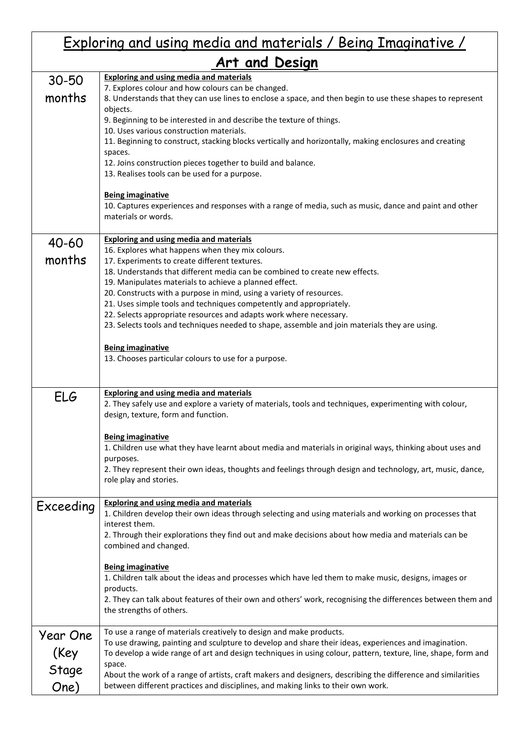| Exploring and using media and materials / Being Imaginative / **Art and Design** | |
|---|---|
| 30-50 months | **Exploring and using media and materials**<br>7. Explores colour and how colours can be changed.<br>8. Understands that they can use lines to enclose a space, and then begin to use these shapes to represent objects.<br>9. Beginning to be interested in and describe the texture of things.<br>10. Uses various construction materials.<br>11. Beginning to construct, stacking blocks vertically and horizontally, making enclosures and creating spaces.<br>12. Joins construction pieces together to build and balance.<br>13. Realises tools can be used for a purpose.<br><br>**Being imaginative**<br>10. Captures experiences and responses with a range of media, such as music, dance and paint and other materials or words. |
| 40-60 months | **Exploring and using media and materials**<br>16. Explores what happens when they mix colours.<br>17. Experiments to create different textures.<br>18. Understands that different media can be combined to create new effects.<br>19. Manipulates materials to achieve a planned effect.<br>20. Constructs with a purpose in mind, using a variety of resources.<br>21. Uses simple tools and techniques competently and appropriately.<br>22. Selects appropriate resources and adapts work where necessary.<br>23. Selects tools and techniques needed to shape, assemble and join materials they are using.<br><br>**Being imaginative**<br>13. Chooses particular colours to use for a purpose. |
| ELG | **Exploring and using media and materials**<br>2. They safely use and explore a variety of materials, tools and techniques, experimenting with colour, design, texture, form and function.<br><br>**Being imaginative**<br>1. Children use what they have learnt about media and materials in original ways, thinking about uses and purposes.<br>2. They represent their own ideas, thoughts and feelings through design and technology, art, music, dance, role play and stories. |
| Exceeding | **Exploring and using media and materials**<br>1. Children develop their own ideas through selecting and using materials and working on processes that interest them.<br>2. Through their explorations they find out and make decisions about how media and materials can be combined and changed.<br><br>**Being imaginative**<br>1. Children talk about the ideas and processes which have led them to make music, designs, images or products.<br>2. They can talk about features of their own and others' work, recognising the differences between them and the strengths of others. |
| Year One (Key Stage One) | To use a range of materials creatively to design and make products.<br>To use drawing, painting and sculpture to develop and share their ideas, experiences and imagination.<br>To develop a wide range of art and design techniques in using colour, pattern, texture, line, shape, form and space.<br>About the work of a range of artists, craft makers and designers, describing the difference and similarities between different practices and disciplines, and making links to their own work. |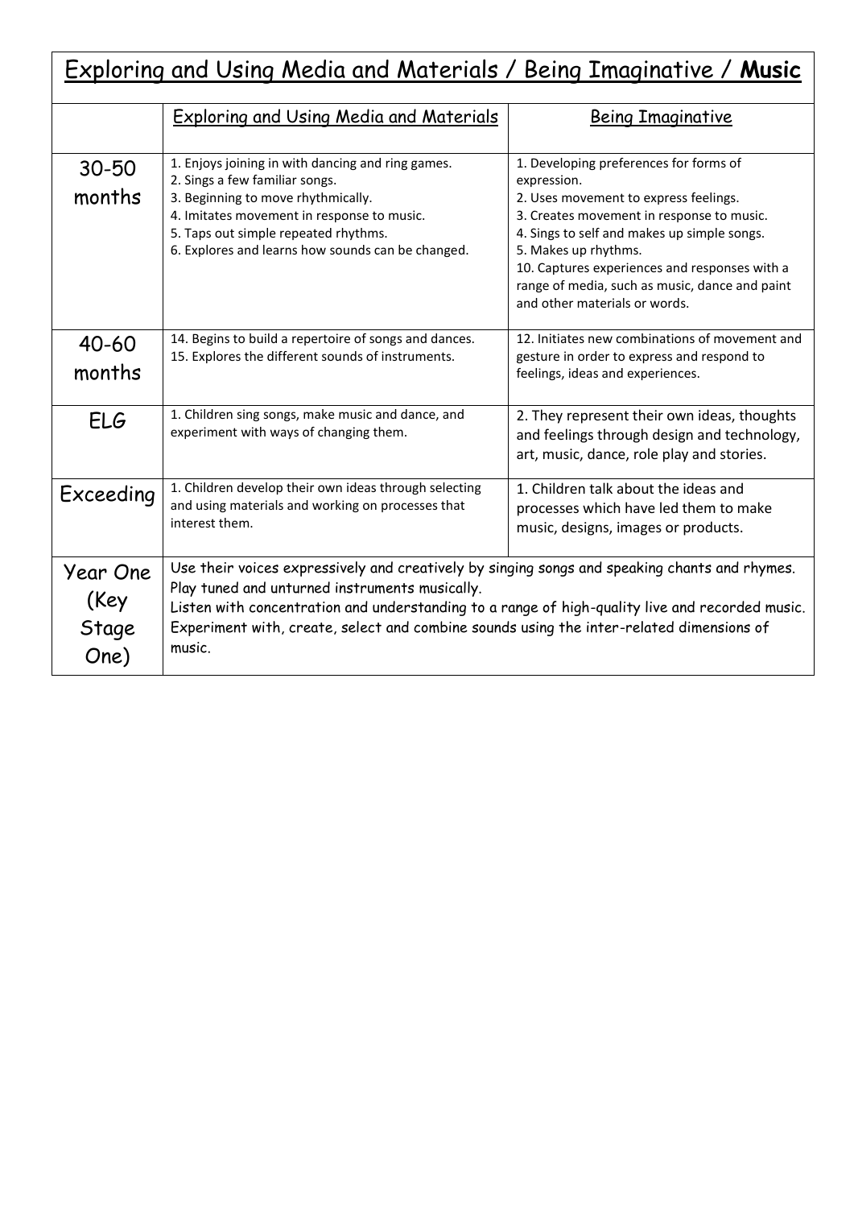| Exploring and Using Media and Materials / Being Imaginative / **Music** | | |
|---|---|---|
| | Exploring and Using Media and Materials | Being Imaginative |
| 30-50 months | 1. Enjoys joining in with dancing and ring games.<br>2. Sings a few familiar songs.<br>3. Beginning to move rhythmically.<br>4. Imitates movement in response to music.<br>5. Taps out simple repeated rhythms.<br>6. Explores and learns how sounds can be changed. | 1. Developing preferences for forms of expression.<br>2. Uses movement to express feelings.<br>3. Creates movement in response to music.<br>4. Sings to self and makes up simple songs.<br>5. Makes up rhythms.<br>10. Captures experiences and responses with a range of media, such as music, dance and paint and other materials or words. |
| 40-60 months | 14. Begins to build a repertoire of songs and dances.<br>15. Explores the different sounds of instruments. | 12. Initiates new combinations of movement and gesture in order to express and respond to feelings, ideas and experiences. |
| ELG | 1. Children sing songs, make music and dance, and experiment with ways of changing them. | 2. They represent their own ideas, thoughts and feelings through design and technology, art, music, dance, role play and stories. |
| Exceeding | 1. Children develop their own ideas through selecting and using materials and working on processes that interest them. | 1. Children talk about the ideas and processes which have led them to make music, designs, images or products. |
| Year One (Key Stage One) | Use their voices expressively and creatively by singing songs and speaking chants and rhymes.<br>Play tuned and unturned instruments musically.<br>Listen with concentration and understanding to a range of high-quality live and recorded music.<br>Experiment with, create, select and combine sounds using the inter-related dimensions of music. | |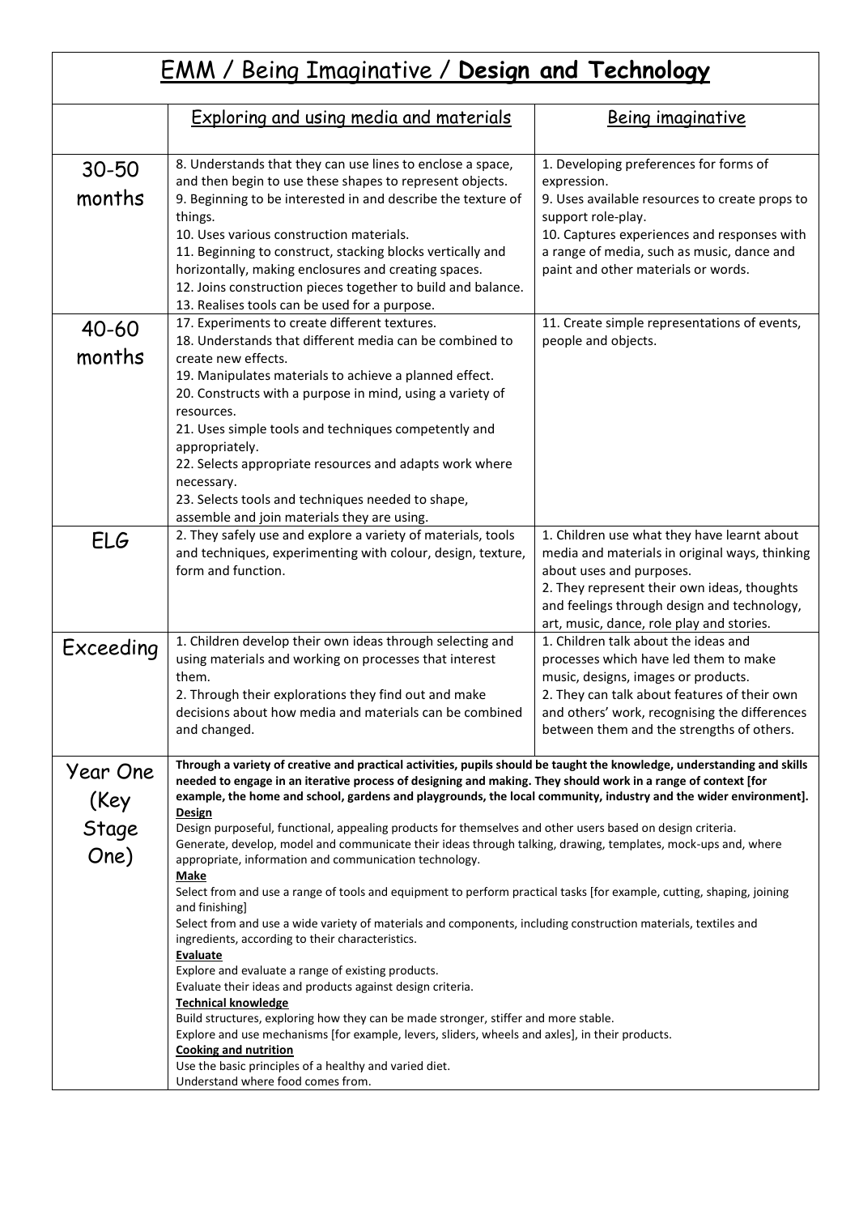# EMM / Being Imaginative / **Design and Technology**

| | Exploring and using media and materials | Being imaginative |
|---|---|---|
| 30-50 months | 8. Understands that they can use lines to enclose a space, and then begin to use these shapes to represent objects.<br>9. Beginning to be interested in and describe the texture of things.<br>10. Uses various construction materials.<br>11. Beginning to construct, stacking blocks vertically and horizontally, making enclosures and creating spaces.<br>12. Joins construction pieces together to build and balance.<br>13. Realises tools can be used for a purpose. | 1. Developing preferences for forms of expression.<br>9. Uses available resources to create props to support role-play.<br>10. Captures experiences and responses with a range of media, such as music, dance and paint and other materials or words. |
| 40-60 months | 17. Experiments to create different textures.<br>18. Understands that different media can be combined to create new effects.<br>19. Manipulates materials to achieve a planned effect.<br>20. Constructs with a purpose in mind, using a variety of resources.<br>21. Uses simple tools and techniques competently and appropriately.<br>22. Selects appropriate resources and adapts work where necessary.<br>23. Selects tools and techniques needed to shape, assemble and join materials they are using. | 11. Create simple representations of events, people and objects. |
| ELG | 2. They safely use and explore a variety of materials, tools and techniques, experimenting with colour, design, texture, form and function. | 1. Children use what they have learnt about media and materials in original ways, thinking about uses and purposes.<br>2. They represent their own ideas, thoughts and feelings through design and technology, art, music, dance, role play and stories. |
| Exceeding | 1. Children develop their own ideas through selecting and using materials and working on processes that interest them.<br>2. Through their explorations they find out and make decisions about how media and materials can be combined and changed. | 1. Children talk about the ideas and processes which have led them to make music, designs, images or products.<br>2. They can talk about features of their own and others' work, recognising the differences between them and the strengths of others. |
| Year One (Key Stage One) | **Through a variety of creative and practical activities, pupils should be taught the knowledge, understanding and skills needed to engage in an iterative process of designing and making. They should work in a range of context [for example, the home and school, gardens and playgrounds, the local community, industry and the wider environment].**<br>**Design**<br>Design purposeful, functional, appealing products for themselves and other users based on design criteria.<br>Generate, develop, model and communicate their ideas through talking, drawing, templates, mock-ups and, where appropriate, information and communication technology.<br>**Make**<br>Select from and use a range of tools and equipment to perform practical tasks [for example, cutting, shaping, joining and finishing]<br>Select from and use a wide variety of materials and components, including construction materials, textiles and ingredients, according to their characteristics.<br>**Evaluate**<br>Explore and evaluate a range of existing products.<br>Evaluate their ideas and products against design criteria.<br>**Technical knowledge**<br>Build structures, exploring how they can be made stronger, stiffer and more stable.<br>Explore and use mechanisms [for example, levers, sliders, wheels and axles], in their products.<br>**Cooking and nutrition**<br>Use the basic principles of a healthy and varied diet.<br>Understand where food comes from. | |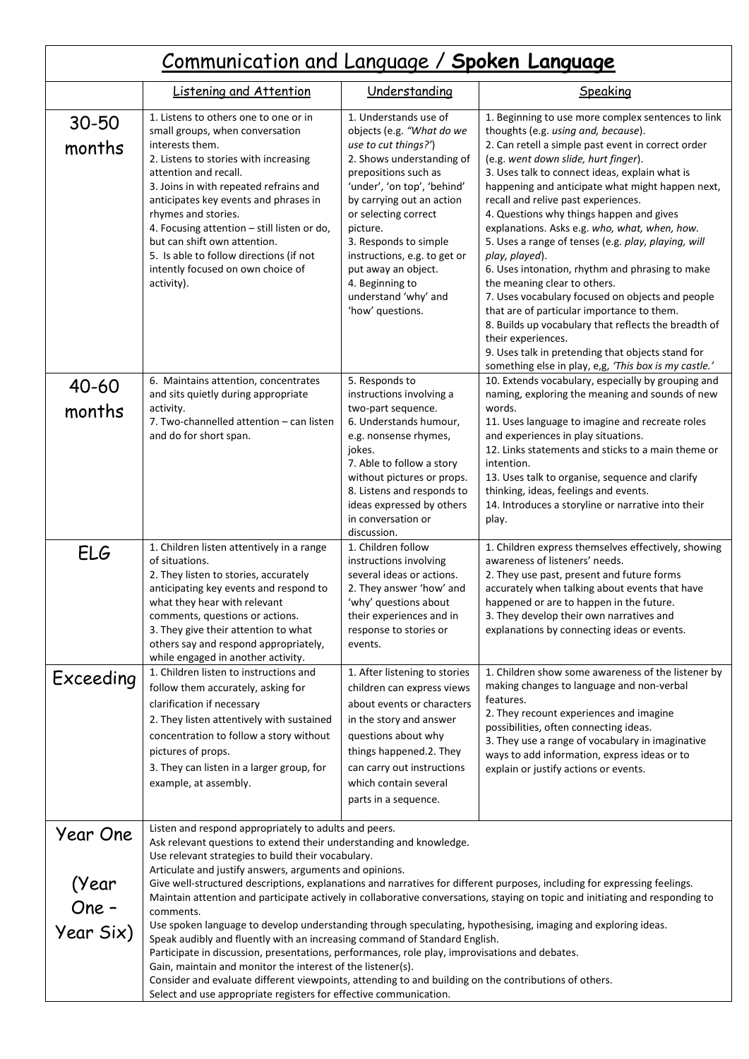# Communication and Language / **Spoken Language**

| | Listening and Attention | Understanding | Speaking |
|---|---|---|---|
| 30-50 months | 1. Listens to others one to one or in small groups, when conversation interests them.<br>2. Listens to stories with increasing attention and recall.<br>3. Joins in with repeated refrains and anticipates key events and phrases in rhymes and stories.<br>4. Focusing attention – still listen or do, but can shift own attention.<br>5. Is able to follow directions (if not intently focused on own choice of activity). | 1. Understands use of objects (e.g. *"What do we use to cut things?'*)<br>2. Shows understanding of prepositions such as 'under', 'on top', 'behind' by carrying out an action or selecting correct picture.<br>3. Responds to simple instructions, e.g. to get or put away an object.<br>4. Beginning to understand 'why' and 'how' questions. | 1. Beginning to use more complex sentences to link thoughts (e.g. *using and, because*).<br>2. Can retell a simple past event in correct order (e.g. *went down slide, hurt finger*).<br>3. Uses talk to connect ideas, explain what is happening and anticipate what might happen next, recall and relive past experiences.<br>4. Questions why things happen and gives explanations. Asks e.g. *who, what, when, how*.<br>5. Uses a range of tenses (e.g. *play, playing, will play, played*).<br>6. Uses intonation, rhythm and phrasing to make the meaning clear to others.<br>7. Uses vocabulary focused on objects and people that are of particular importance to them.<br>8. Builds up vocabulary that reflects the breadth of their experiences.<br>9. Uses talk in pretending that objects stand for something else in play, e,g, *'This box is my castle.'* |
| 40-60 months | 6. Maintains attention, concentrates and sits quietly during appropriate activity.<br>7. Two-channelled attention – can listen and do for short span. | 5. Responds to instructions involving a two-part sequence.<br>6. Understands humour, e.g. nonsense rhymes, jokes.<br>7. Able to follow a story without pictures or props.<br>8. Listens and responds to ideas expressed by others in conversation or discussion. | 10. Extends vocabulary, especially by grouping and naming, exploring the meaning and sounds of new words.<br>11. Uses language to imagine and recreate roles and experiences in play situations.<br>12. Links statements and sticks to a main theme or intention.<br>13. Uses talk to organise, sequence and clarify thinking, ideas, feelings and events.<br>14. Introduces a storyline or narrative into their play. |
| ELG | 1. Children listen attentively in a range of situations.<br>2. They listen to stories, accurately anticipating key events and respond to what they hear with relevant comments, questions or actions.<br>3. They give their attention to what others say and respond appropriately, while engaged in another activity. | 1. Children follow instructions involving several ideas or actions.<br>2. They answer 'how' and 'why' questions about their experiences and in response to stories or events. | 1. Children express themselves effectively, showing awareness of listeners' needs.<br>2. They use past, present and future forms accurately when talking about events that have happened or are to happen in the future.<br>3. They develop their own narratives and explanations by connecting ideas or events. |
| Exceeding | 1. Children listen to instructions and follow them accurately, asking for clarification if necessary<br>2. They listen attentively with sustained concentration to follow a story without pictures of props.<br>3. They can listen in a larger group, for example, at assembly. | 1. After listening to stories children can express views about events or characters in the story and answer questions about why things happened.2. They can carry out instructions which contain several parts in a sequence. | 1. Children show some awareness of the listener by making changes to language and non-verbal features.<br>2. They recount experiences and imagine possibilities, often connecting ideas.<br>3. They use a range of vocabulary in imaginative ways to add information, express ideas or to explain or justify actions or events. |
| Year One<br><br>(Year One – Year Six) | Listen and respond appropriately to adults and peers.<br>Ask relevant questions to extend their understanding and knowledge.<br>Use relevant strategies to build their vocabulary.<br>Articulate and justify answers, arguments and opinions.<br>Give well-structured descriptions, explanations and narratives for different purposes, including for expressing feelings.<br>Maintain attention and participate actively in collaborative conversations, staying on topic and initiating and responding to comments.<br>Use spoken language to develop understanding through speculating, hypothesising, imaging and exploring ideas.<br>Speak audibly and fluently with an increasing command of Standard English.<br>Participate in discussion, presentations, performances, role play, improvisations and debates.<br>Gain, maintain and monitor the interest of the listener(s).<br>Consider and evaluate different viewpoints, attending to and building on the contributions of others.<br>Select and use appropriate registers for effective communication. | | |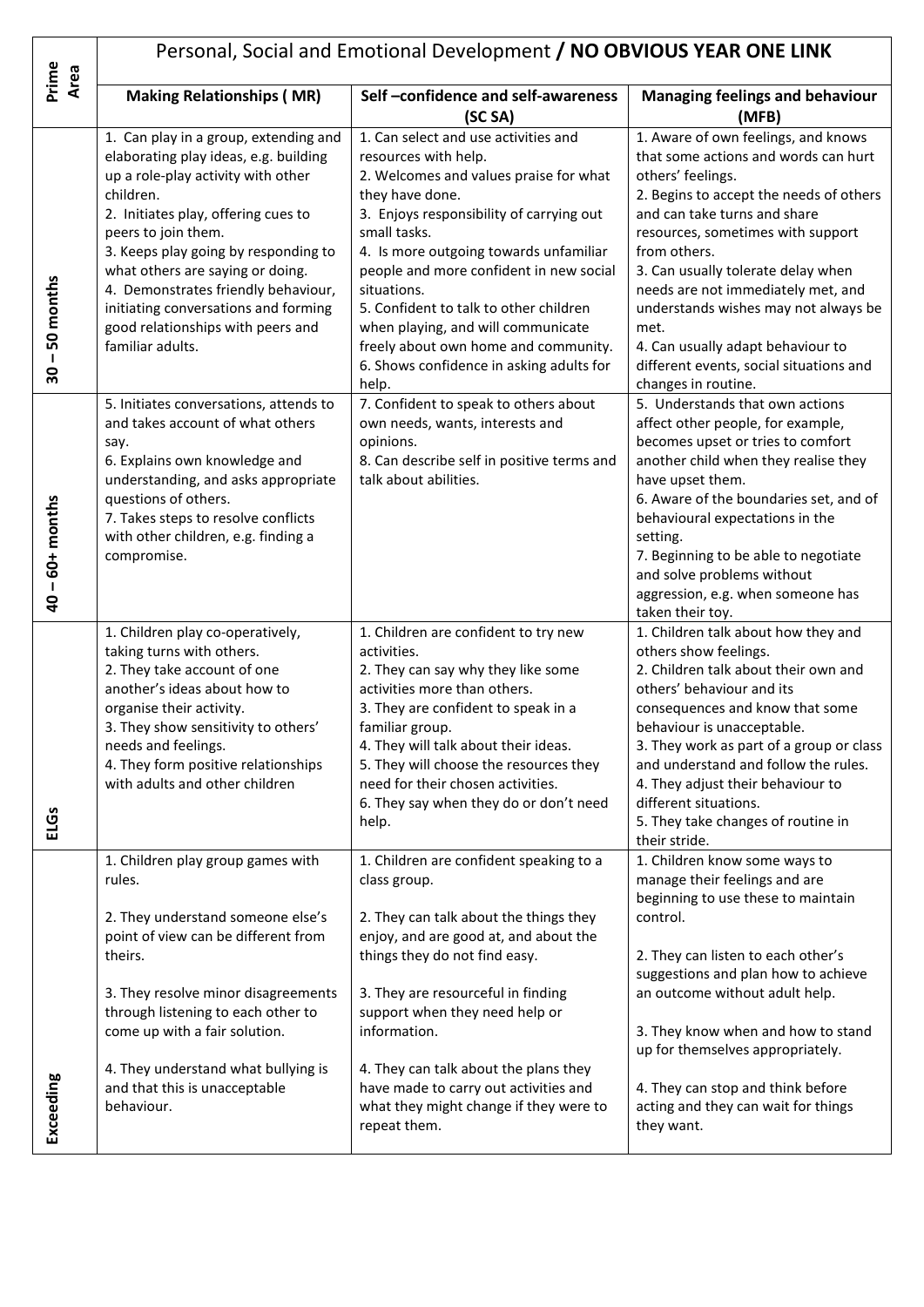| Prime Area | Personal, Social and Emotional Development **/ NO OBVIOUS YEAR ONE LINK** | | |
|---|---|---|---|
| | **Making Relationships ( MR)** | **Self –confidence and self-awareness (SC SA)** | **Managing feelings and behaviour (MFB)** |
| **30 – 50 months** | 1. Can play in a group, extending and elaborating play ideas, e.g. building up a role-play activity with other children.<br>2. Initiates play, offering cues to peers to join them.<br>3. Keeps play going by responding to what others are saying or doing.<br>4. Demonstrates friendly behaviour, initiating conversations and forming good relationships with peers and familiar adults. | 1. Can select and use activities and resources with help.<br>2. Welcomes and values praise for what they have done.<br>3. Enjoys responsibility of carrying out small tasks.<br>4. Is more outgoing towards unfamiliar people and more confident in new social situations.<br>5. Confident to talk to other children when playing, and will communicate freely about own home and community.<br>6. Shows confidence in asking adults for help. | 1. Aware of own feelings, and knows that some actions and words can hurt others' feelings.<br>2. Begins to accept the needs of others and can take turns and share resources, sometimes with support from others.<br>3. Can usually tolerate delay when needs are not immediately met, and understands wishes may not always be met.<br>4. Can usually adapt behaviour to different events, social situations and changes in routine. |
| **40 – 60+ months** | 5. Initiates conversations, attends to and takes account of what others say.<br>6. Explains own knowledge and understanding, and asks appropriate questions of others.<br>7. Takes steps to resolve conflicts with other children, e.g. finding a compromise. | 7. Confident to speak to others about own needs, wants, interests and opinions.<br>8. Can describe self in positive terms and talk about abilities. | 5. Understands that own actions affect other people, for example, becomes upset or tries to comfort another child when they realise they have upset them.<br>6. Aware of the boundaries set, and of behavioural expectations in the setting.<br>7. Beginning to be able to negotiate and solve problems without aggression, e.g. when someone has taken their toy. |
| **ELGs** | 1. Children play co-operatively, taking turns with others.<br>2. They take account of one another's ideas about how to organise their activity.<br>3. They show sensitivity to others' needs and feelings.<br>4. They form positive relationships with adults and other children | 1. Children are confident to try new activities.<br>2. They can say why they like some activities more than others.<br>3. They are confident to speak in a familiar group.<br>4. They will talk about their ideas.<br>5. They will choose the resources they need for their chosen activities.<br>6. They say when they do or don't need help. | 1. Children talk about how they and others show feelings.<br>2. Children talk about their own and others' behaviour and its consequences and know that some behaviour is unacceptable.<br>3. They work as part of a group or class and understand and follow the rules.<br>4. They adjust their behaviour to different situations.<br>5. They take changes of routine in their stride. |
| **Exceeding** | 1. Children play group games with rules.<br><br>2. They understand someone else's point of view can be different from theirs.<br><br>3. They resolve minor disagreements through listening to each other to come up with a fair solution.<br><br>4. They understand what bullying is and that this is unacceptable behaviour. | 1. Children are confident speaking to a class group.<br><br>2. They can talk about the things they enjoy, and are good at, and about the things they do not find easy.<br><br>3. They are resourceful in finding support when they need help or information.<br><br>4. They can talk about the plans they have made to carry out activities and what they might change if they were to repeat them. | 1. Children know some ways to manage their feelings and are beginning to use these to maintain control.<br><br>2. They can listen to each other's suggestions and plan how to achieve an outcome without adult help.<br><br>3. They know when and how to stand up for themselves appropriately.<br><br>4. They can stop and think before acting and they can wait for things they want. |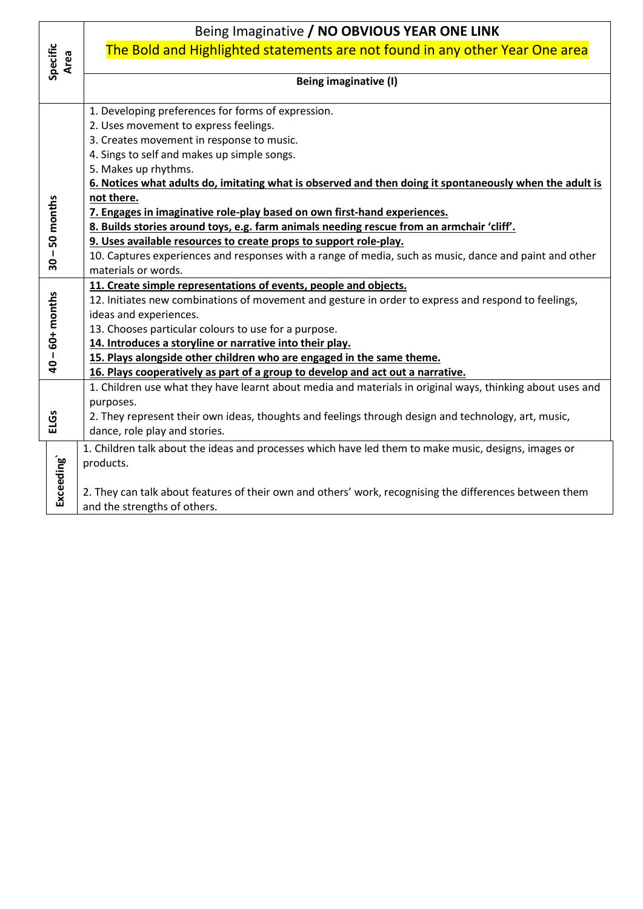| Specific Area | Being Imaginative / **NO OBVIOUS YEAR ONE LINK**<br>The Bold and Highlighted statements are not found in any other Year One area |
|---|---|
| | **Being imaginative (I)** |
| 30 – 50 months | 1. Developing preferences for forms of expression.<br>2. Uses movement to express feelings.<br>3. Creates movement in response to music.<br>4. Sings to self and makes up simple songs.<br>5. Makes up rhythms.<br>**6. Notices what adults do, imitating what is observed and then doing it spontaneously when the adult is not there.**<br>**7. Engages in imaginative role-play based on own first-hand experiences.**<br>**8. Builds stories around toys, e.g. farm animals needing rescue from an armchair 'cliff'.**<br>**9. Uses available resources to create props to support role-play.**<br>10. Captures experiences and responses with a range of media, such as music, dance and paint and other materials or words. |
| 40 – 60+ months | **11. Create simple representations of events, people and objects.**<br>12. Initiates new combinations of movement and gesture in order to express and respond to feelings, ideas and experiences.<br>13. Chooses particular colours to use for a purpose.<br>**14. Introduces a storyline or narrative into their play.**<br>**15. Plays alongside other children who are engaged in the same theme.**<br>**16. Plays cooperatively as part of a group to develop and act out a narrative.** |
| ELGs | 1. Children use what they have learnt about media and materials in original ways, thinking about uses and purposes.<br>2. They represent their own ideas, thoughts and feelings through design and technology, art, music, dance, role play and stories. |
| Exceeding` | 1. Children talk about the ideas and processes which have led them to make music, designs, images or products.<br><br>2. They can talk about features of their own and others' work, recognising the differences between them and the strengths of others. |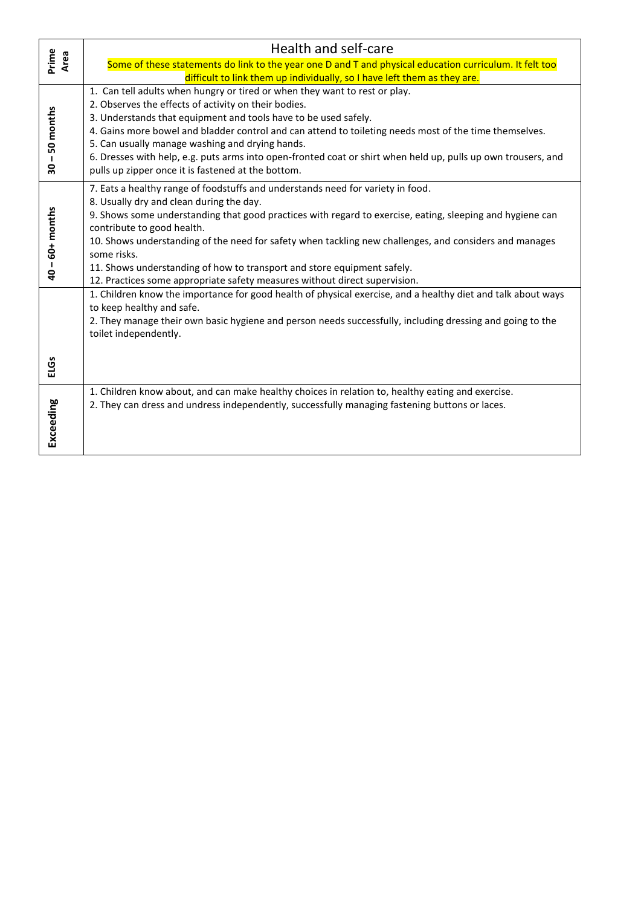| Prime Area | Health and self-care<br>Some of these statements do link to the year one D and T and physical education curriculum. It felt too difficult to link them up individually, so I have left them as they are. |
|---|---|
| 30 – 50 months | 1. Can tell adults when hungry or tired or when they want to rest or play.<br>2. Observes the effects of activity on their bodies.<br>3. Understands that equipment and tools have to be used safely.<br>4. Gains more bowel and bladder control and can attend to toileting needs most of the time themselves.<br>5. Can usually manage washing and drying hands.<br>6. Dresses with help, e.g. puts arms into open-fronted coat or shirt when held up, pulls up own trousers, and pulls up zipper once it is fastened at the bottom. |
| 40 – 60+ months | 7. Eats a healthy range of foodstuffs and understands need for variety in food.<br>8. Usually dry and clean during the day.<br>9. Shows some understanding that good practices with regard to exercise, eating, sleeping and hygiene can contribute to good health.<br>10. Shows understanding of the need for safety when tackling new challenges, and considers and manages some risks.<br>11. Shows understanding of how to transport and store equipment safely.<br>12. Practices some appropriate safety measures without direct supervision. |
| ELGs | 1. Children know the importance for good health of physical exercise, and a healthy diet and talk about ways to keep healthy and safe.<br>2. They manage their own basic hygiene and person needs successfully, including dressing and going to the toilet independently. |
| Exceeding | 1. Children know about, and can make healthy choices in relation to, healthy eating and exercise.<br>2. They can dress and undress independently, successfully managing fastening buttons or laces. |